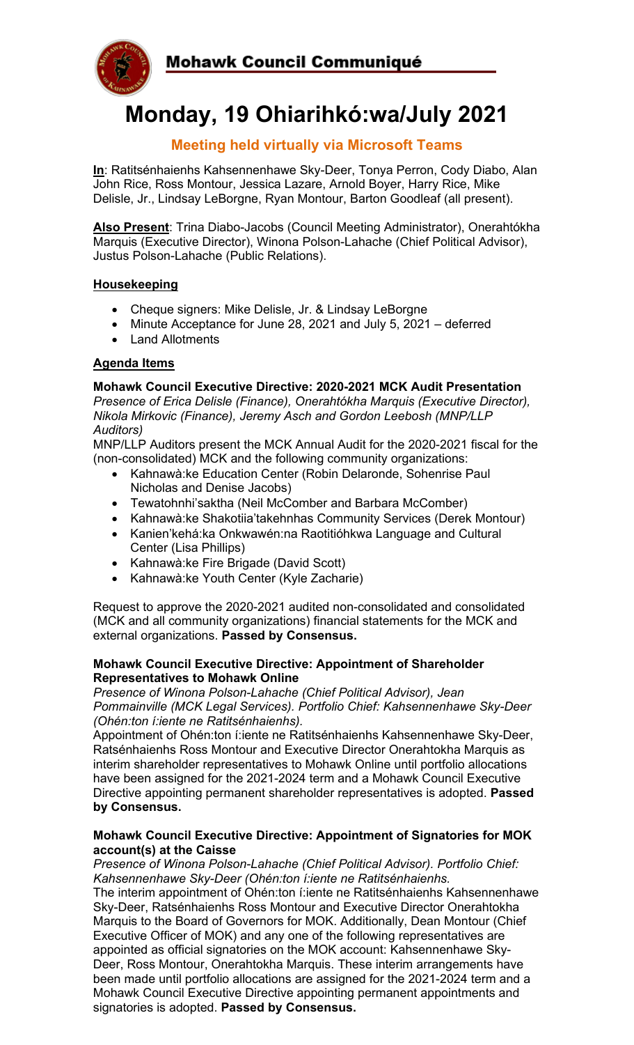# Mohawk Council Communiqué

# Monday, 19 Ohiarihkó:wa/July 2021

## Meeting held virtually via Microsoft Teams

**In**: Ratitsénhaienhs Kahsennenhawe Sky-Deer, Tonya Perron, Cody Diabo, Alan John Rice, Ross Montour, Jessica Lazare, Arnold Boyer, Harry Rice, Mike Delisle, Jr., Lindsay LeBorgne, Ryan Montour, Barton Goodleaf (all present).

**Also Present**: Trina Diabo-Jacobs (Council Meeting Administrator), Onerahtókha Marquis (Executive Director), Winona Polson-Lahache (Chief Political Advisor), Justus Polson-Lahache (Public Relations).

### Housekeeping

- Cheque signers: Mike Delisle, Jr. & Lindsay LeBorgne
- Minute Acceptance for June 28, 2021 and July 5, 2021 – deferred
- Land Allotments

### Agenda Items

**Mohawk Council Executive Directive: 2020-2021 MCK Audit Presentation**
*Presence of Erica Delisle (Finance), Onerahtókha Marquis (Executive Director), Nikola Mirkovic (Finance), Jeremy Asch and Gordon Leebosh (MNP/LLP Auditors)*
MNP/LLP Auditors present the MCK Annual Audit for the 2020-2021 fiscal for the (non-consolidated) MCK and the following community organizations:

- Kahnawà:ke Education Center (Robin Delaronde, Sohenrise Paul Nicholas and Denise Jacobs)
- Tewatohnhi'saktha (Neil McComber and Barbara McComber)
- Kahnawà:ke Shakotiia'takehnhas Community Services (Derek Montour)
- Kanien'kehá:ka Onkwawén:na Raotitióhkwa Language and Cultural Center (Lisa Phillips)
- Kahnawà:ke Fire Brigade (David Scott)
- Kahnawà:ke Youth Center (Kyle Zacharie)

Request to approve the 2020-2021 audited non-consolidated and consolidated (MCK and all community organizations) financial statements for the MCK and external organizations. **Passed by Consensus.**

**Mohawk Council Executive Directive: Appointment of Shareholder Representatives to Mohawk Online**
*Presence of Winona Polson-Lahache (Chief Political Advisor), Jean Pommainville (MCK Legal Services). Portfolio Chief: Kahsennenhawe Sky-Deer (Ohén:ton í:iente ne Ratitsénhaienhs).*
Appointment of Ohén:ton í:iente ne Ratitsénhaienhs Kahsennenhawe Sky-Deer, Ratsénhaienhs Ross Montour and Executive Director Onerahtokha Marquis as interim shareholder representatives to Mohawk Online until portfolio allocations have been assigned for the 2021-2024 term and a Mohawk Council Executive Directive appointing permanent shareholder representatives is adopted. **Passed by Consensus.**

**Mohawk Council Executive Directive: Appointment of Signatories for MOK account(s) at the Caisse**
*Presence of Winona Polson-Lahache (Chief Political Advisor). Portfolio Chief: Kahsennenhawe Sky-Deer (Ohén:ton í:iente ne Ratitsénhaienhs.*
The interim appointment of Ohén:ton í:iente ne Ratitsénhaienhs Kahsennenhawe Sky-Deer, Ratsénhaienhs Ross Montour and Executive Director Onerahtokha Marquis to the Board of Governors for MOK. Additionally, Dean Montour (Chief Executive Officer of MOK) and any one of the following representatives are appointed as official signatories on the MOK account: Kahsennenhawe Sky-Deer, Ross Montour, Onerahtokha Marquis. These interim arrangements have been made until portfolio allocations are assigned for the 2021-2024 term and a Mohawk Council Executive Directive appointing permanent appointments and signatories is adopted. **Passed by Consensus.**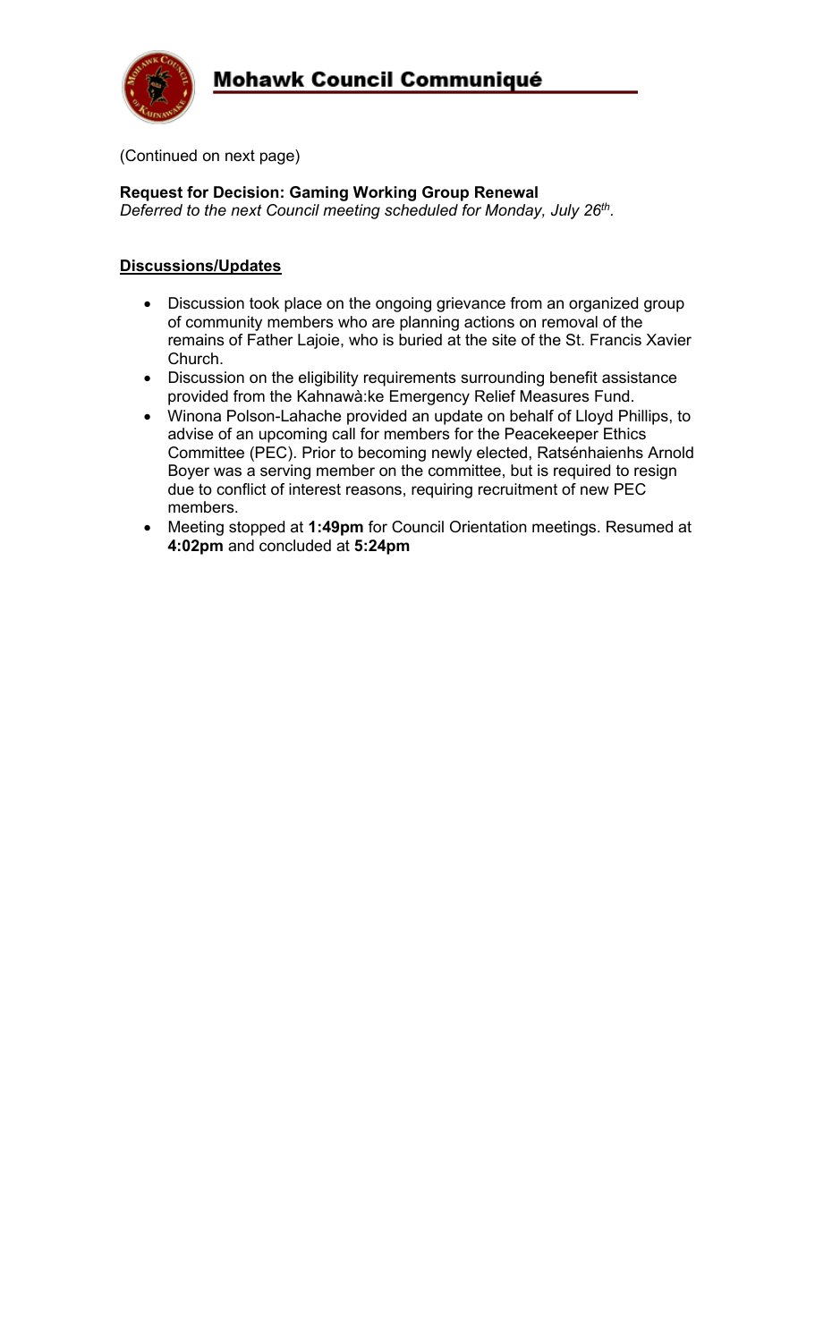(Continued on next page)

**Request for Decision: Gaming Working Group Renewal**
*Deferred to the next Council meeting scheduled for Monday, July 26th.*

**Discussions/Updates**

- Discussion took place on the ongoing grievance from an organized group of community members who are planning actions on removal of the remains of Father Lajoie, who is buried at the site of the St. Francis Xavier Church.
- Discussion on the eligibility requirements surrounding benefit assistance provided from the Kahnawà:ke Emergency Relief Measures Fund.
- Winona Polson-Lahache provided an update on behalf of Lloyd Phillips, to advise of an upcoming call for members for the Peacekeeper Ethics Committee (PEC). Prior to becoming newly elected, Ratsénhaienhs Arnold Boyer was a serving member on the committee, but is required to resign due to conflict of interest reasons, requiring recruitment of new PEC members.
- Meeting stopped at **1:49pm** for Council Orientation meetings. Resumed at **4:02pm** and concluded at **5:24pm**